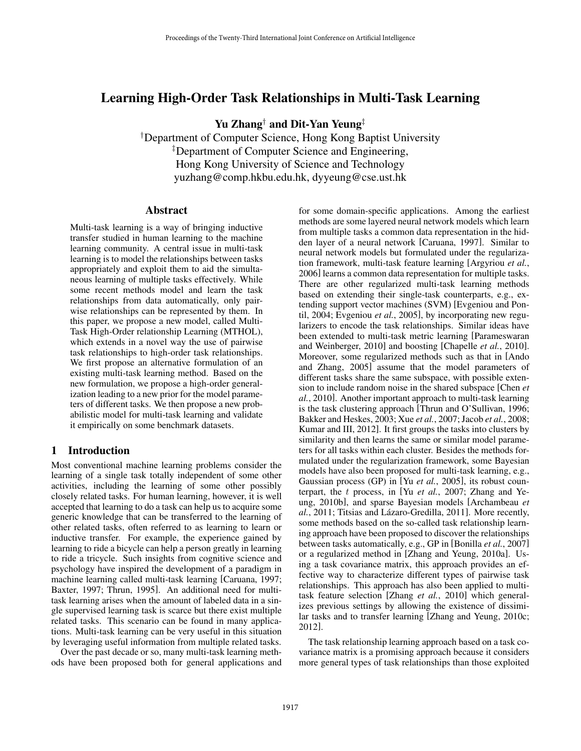# Learning High-Order Task Relationships in Multi-Task Learning

**Yu Zhang[†] and Dit-Yan Yeung[‡]**

[†]Department of Computer Science, Hong Kong Baptist University
[‡]Department of Computer Science and Engineering,
Hong Kong University of Science and Technology
yuzhang@comp.hkbu.edu.hk, dyyeung@cse.ust.hk

## Abstract

Multi-task learning is a way of bringing inductive transfer studied in human learning to the machine learning community. A central issue in multi-task learning is to model the relationships between tasks appropriately and exploit them to aid the simultaneous learning of multiple tasks effectively. While some recent methods model and learn the task relationships from data automatically, only pairwise relationships can be represented by them. In this paper, we propose a new model, called Multi-Task High-Order relationship Learning (MTHOL), which extends in a novel way the use of pairwise task relationships to high-order task relationships. We first propose an alternative formulation of an existing multi-task learning method. Based on the new formulation, we propose a high-order generalization leading to a new prior for the model parameters of different tasks. We then propose a new probabilistic model for multi-task learning and validate it empirically on some benchmark datasets.

## 1 Introduction

Most conventional machine learning problems consider the learning of a single task totally independent of some other activities, including the learning of some other possibly closely related tasks. For human learning, however, it is well accepted that learning to do a task can help us to acquire some generic knowledge that can be transferred to the learning of other related tasks, often referred to as learning to learn or inductive transfer. For example, the experience gained by learning to ride a bicycle can help a person greatly in learning to ride a tricycle. Such insights from cognitive science and psychology have inspired the development of a paradigm in machine learning called multi-task learning [Caruana, 1997; Baxter, 1997; Thrun, 1995]. An additional need for multi-task learning arises when the amount of labeled data in a single supervised learning task is scarce but there exist multiple related tasks. This scenario can be found in many applications. Multi-task learning can be very useful in this situation by leveraging useful information from multiple related tasks.

Over the past decade or so, many multi-task learning methods have been proposed both for general applications and for some domain-specific applications. Among the earliest methods are some layered neural network models which learn from multiple tasks a common data representation in the hidden layer of a neural network [Caruana, 1997]. Similar to neural network models but formulated under the regularization framework, multi-task feature learning [Argyriou *et al.*, 2006] learns a common data representation for multiple tasks. There are other regularized multi-task learning methods based on extending their single-task counterparts, e.g., extending support vector machines (SVM) [Evgeniou and Pontil, 2004; Evgeniou *et al.*, 2005], by incorporating new regularizers to encode the task relationships. Similar ideas have been extended to multi-task metric learning [Parameswaran and Weinberger, 2010] and boosting [Chapelle *et al.*, 2010]. Moreover, some regularized methods such as that in [Ando and Zhang, 2005] assume that the model parameters of different tasks share the same subspace, with possible extension to include random noise in the shared subspace [Chen *et al.*, 2010]. Another important approach to multi-task learning is the task clustering approach [Thrun and O'Sullivan, 1996; Bakker and Heskes, 2003; Xue *et al.*, 2007; Jacob *et al.*, 2008; Kumar and III, 2012]. It first groups the tasks into clusters by similarity and then learns the same or similar model parameters for all tasks within each cluster. Besides the methods formulated under the regularization framework, some Bayesian models have also been proposed for multi-task learning, e.g., Gaussian process (GP) in [Yu *et al.*, 2005], its robust counterpart, the $t$ process, in [Yu *et al.*, 2007; Zhang and Yeung, 2010b], and sparse Bayesian models [Archambeau *et al.*, 2011; Titsias and Lázaro-Gredilla, 2011]. More recently, some methods based on the so-called task relationship learning approach have been proposed to discover the relationships between tasks automatically, e.g., GP in [Bonilla *et al.*, 2007] or a regularized method in [Zhang and Yeung, 2010a]. Using a task covariance matrix, this approach provides an effective way to characterize different types of pairwise task relationships. This approach has also been applied to multi-task feature selection [Zhang *et al.*, 2010] which generalizes previous settings by allowing the existence of dissimilar tasks and to transfer learning [Zhang and Yeung, 2010c; 2012].

The task relationship learning approach based on a task covariance matrix is a promising approach because it considers more general types of task relationships than those exploited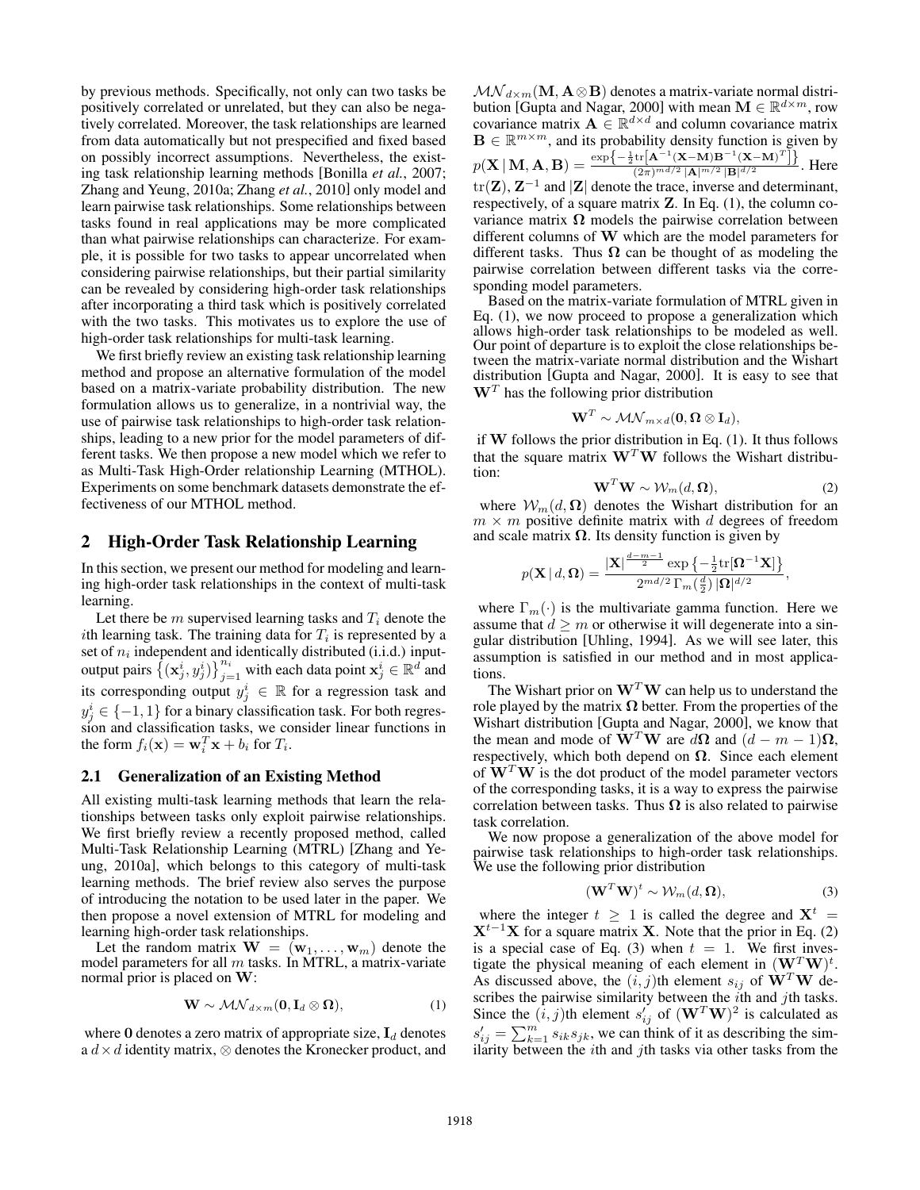by previous methods. Specifically, not only can two tasks be positively correlated or unrelated, but they can also be negatively correlated. Moreover, the task relationships are learned from data automatically but not prespecified and fixed based on possibly incorrect assumptions. Nevertheless, the existing task relationship learning methods [Bonilla *et al.*, 2007; Zhang and Yeung, 2010a; Zhang *et al.*, 2010] only model and learn pairwise task relationships. Some relationships between tasks found in real applications may be more complicated than what pairwise relationships can characterize. For example, it is possible for two tasks to appear uncorrelated when considering pairwise relationships, but their partial similarity can be revealed by considering high-order task relationships after incorporating a third task which is positively correlated with the two tasks. This motivates us to explore the use of high-order task relationships for multi-task learning.

We first briefly review an existing task relationship learning method and propose an alternative formulation of the model based on a matrix-variate probability distribution. The new formulation allows us to generalize, in a nontrivial way, the use of pairwise task relationships to high-order task relationships, leading to a new prior for the model parameters of different tasks. We then propose a new model which we refer to as Multi-Task High-Order relationship Learning (MTHOL). Experiments on some benchmark datasets demonstrate the effectiveness of our MTHOL method.

## 2 High-Order Task Relationship Learning

In this section, we present our method for modeling and learning high-order task relationships in the context of multi-task learning.

Let there be $m$ supervised learning tasks and $T_i$ denote the $i$th learning task. The training data for $T_i$ is represented by a set of $n_i$ independent and identically distributed (i.i.d.) input-output pairs $\{(\mathbf{x}_j^i, y_j^i)\}_{j=1}^{n_i}$ with each data point $\mathbf{x}_j^i \in \mathbb{R}^d$ and its corresponding output $y_j^i \in \mathbb{R}$ for a regression task and $y_j^i \in \{-1, 1\}$ for a binary classification task. For both regression and classification tasks, we consider linear functions in the form $f_i(\mathbf{x}) = \mathbf{w}_i^T\mathbf{x} + b_i$ for $T_i$.

### 2.1 Generalization of an Existing Method

All existing multi-task learning methods that learn the relationships between tasks only exploit pairwise relationships. We first briefly review a recently proposed method, called Multi-Task Relationship Learning (MTRL) [Zhang and Yeung, 2010a], which belongs to this category of multi-task learning methods. The brief review also serves the purpose of introducing the notation to be used later in the paper. We then propose a novel extension of MTRL for modeling and learning high-order task relationships.

Let the random matrix $\mathbf{W} = (\mathbf{w}_1, \ldots, \mathbf{w}_m)$ denote the model parameters for all $m$ tasks. In MTRL, a matrix-variate normal prior is placed on $\mathbf{W}$:

$$\mathbf{W} \sim \mathcal{MN}_{d\times m}(\mathbf{0}, \mathbf{I}_d \otimes \mathbf{\Omega}), \tag{1}$$

where $\mathbf{0}$ denotes a zero matrix of appropriate size, $\mathbf{I}_d$ denotes a $d \times d$ identity matrix, $\otimes$ denotes the Kronecker product, and $\mathcal{MN}_{d\times m}(\mathbf{M}, \mathbf{A}\otimes\mathbf{B})$ denotes a matrix-variate normal distribution [Gupta and Nagar, 2000] with mean $\mathbf{M} \in \mathbb{R}^{d\times m}$, row covariance matrix $\mathbf{A} \in \mathbb{R}^{d\times d}$ and column covariance matrix $\mathbf{B} \in \mathbb{R}^{m\times m}$, and its probability density function is given by $p(\mathbf{X} \,|\, \mathbf{M}, \mathbf{A}, \mathbf{B}) = \frac{\exp\left\{-\frac{1}{2}\mathrm{tr}\left[\mathbf{A}^{-1}(\mathbf{X}-\mathbf{M})\mathbf{B}^{-1}(\mathbf{X}-\mathbf{M})^T\right]\right\}}{(2\pi)^{md/2}\,|\mathbf{A}|^{m/2}\,|\mathbf{B}|^{d/2}}$. Here $\mathrm{tr}(\mathbf{Z})$, $\mathbf{Z}^{-1}$ and $|\mathbf{Z}|$ denote the trace, inverse and determinant, respectively, of a square matrix $\mathbf{Z}$. In Eq. (1), the column covariance matrix $\mathbf{\Omega}$ models the pairwise correlation between different columns of $\mathbf{W}$ which are the model parameters for different tasks. Thus $\mathbf{\Omega}$ can be thought of as modeling the pairwise correlation between different tasks via the corresponding model parameters.

Based on the matrix-variate formulation of MTRL given in Eq. (1), we now proceed to propose a generalization which allows high-order task relationships to be modeled as well. Our point of departure is to exploit the close relationships between the matrix-variate normal distribution and the Wishart distribution [Gupta and Nagar, 2000]. It is easy to see that $\mathbf{W}^T$ has the following prior distribution

$$\mathbf{W}^T \sim \mathcal{MN}_{m\times d}(\mathbf{0}, \mathbf{\Omega} \otimes \mathbf{I}_d),$$

if $\mathbf{W}$ follows the prior distribution in Eq. (1). It thus follows that the square matrix $\mathbf{W}^T\mathbf{W}$ follows the Wishart distribution:

$$\mathbf{W}^T\mathbf{W} \sim \mathcal{W}_m(d, \mathbf{\Omega}), \tag{2}$$

where $\mathcal{W}_m(d, \mathbf{\Omega})$ denotes the Wishart distribution for an $m \times m$ positive definite matrix with $d$ degrees of freedom and scale matrix $\mathbf{\Omega}$. Its density function is given by

$$p(\mathbf{X} \,|\, d, \mathbf{\Omega}) = \frac{|\mathbf{X}|^{\frac{d-m-1}{2}} \exp\left\{-\frac{1}{2}\mathrm{tr}[\mathbf{\Omega}^{-1}\mathbf{X}]\right\}}{2^{md/2}\,\Gamma_m(\frac{d}{2})\,|\mathbf{\Omega}|^{d/2}},$$

where $\Gamma_m(\cdot)$ is the multivariate gamma function. Here we assume that $d \geq m$ or otherwise it will degenerate into a singular distribution [Uhling, 1994]. As we will see later, this assumption is satisfied in our method and in most applications.

The Wishart prior on $\mathbf{W}^T\mathbf{W}$ can help us to understand the role played by the matrix $\mathbf{\Omega}$ better. From the properties of the Wishart distribution [Gupta and Nagar, 2000], we know that the mean and mode of $\mathbf{W}^T\mathbf{W}$ are $d\mathbf{\Omega}$ and $(d-m-1)\mathbf{\Omega}$, respectively, which both depend on $\mathbf{\Omega}$. Since each element of $\mathbf{W}^T\mathbf{W}$ is the dot product of the model parameter vectors of the corresponding tasks, it is a way to express the pairwise correlation between tasks. Thus $\mathbf{\Omega}$ is also related to pairwise task correlation.

We now propose a generalization of the above model for pairwise task relationships to high-order task relationships. We use the following prior distribution

$$(\mathbf{W}^T\mathbf{W})^t \sim \mathcal{W}_m(d, \mathbf{\Omega}), \tag{3}$$

where the integer $t \geq 1$ is called the degree and $\mathbf{X}^t = \mathbf{X}^{t-1}\mathbf{X}$ for a square matrix $\mathbf{X}$. Note that the prior in Eq. (2) is a special case of Eq. (3) when $t = 1$. We first investigate the physical meaning of each element in $(\mathbf{W}^T\mathbf{W})^t$. As discussed above, the $(i, j)$th element $s_{ij}$ of $\mathbf{W}^T\mathbf{W}$ describes the pairwise similarity between the $i$th and $j$th tasks. Since the $(i, j)$th element $s'_{ij}$ of $(\mathbf{W}^T\mathbf{W})^2$ is calculated as $s'_{ij} = \sum_{k=1}^m s_{ik}s_{jk}$, we can think of it as describing the similarity between the $i$th and $j$th tasks via other tasks from the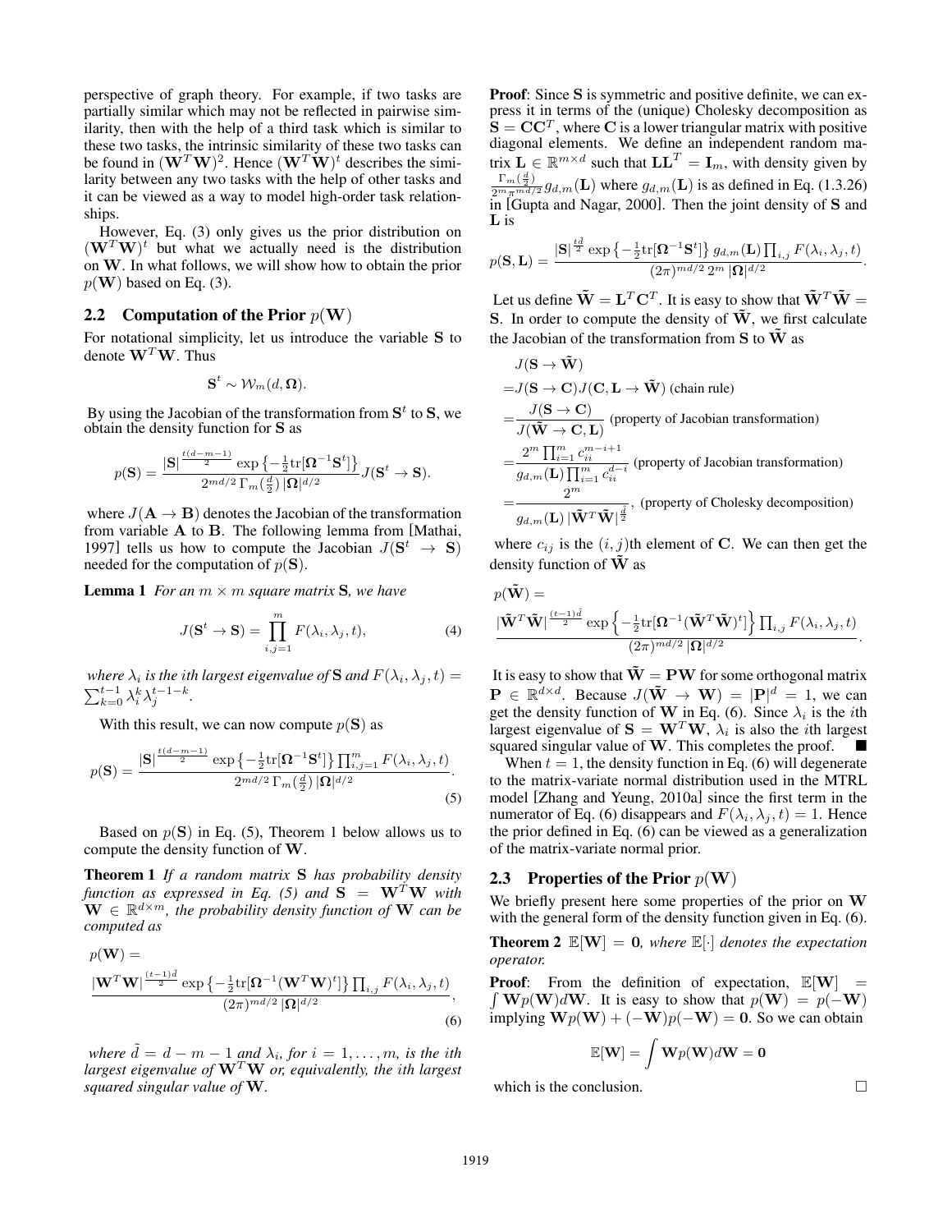perspective of graph theory. For example, if two tasks are partially similar which may not be reflected in pairwise similarity, then with the help of a third task which is similar to these two tasks, the intrinsic similarity of these two tasks can be found in $(\mathbf{W}^T\mathbf{W})^2$. Hence $(\mathbf{W}^T\mathbf{W})^t$ describes the similarity between any two tasks with the help of other tasks and it can be viewed as a way to model high-order task relationships.

However, Eq. (3) only gives us the prior distribution on $(\mathbf{W}^T\mathbf{W})^t$ but what we actually need is the distribution on $\mathbf{W}$. In what follows, we will show how to obtain the prior $p(\mathbf{W})$ based on Eq. (3).

## 2.2 Computation of the Prior $p(\mathbf{W})$

For notational simplicity, let us introduce the variable $\mathbf{S}$ to denote $\mathbf{W}^T\mathbf{W}$. Thus

$$\mathbf{S}^t \sim \mathcal{W}_m(d, \mathbf{\Omega}).$$

By using the Jacobian of the transformation from $\mathbf{S}^t$ to $\mathbf{S}$, we obtain the density function for $\mathbf{S}$ as

$$p(\mathbf{S}) = \frac{|\mathbf{S}|^{\frac{t(d-m-1)}{2}} \exp\left\{-\frac{1}{2}\mathrm{tr}[\mathbf{\Omega}^{-1}\mathbf{S}^t]\right\}}{2^{md/2}\,\Gamma_m(\frac{d}{2})\,|\mathbf{\Omega}|^{d/2}} J(\mathbf{S}^t \to \mathbf{S}).$$

where $J(\mathbf{A} \to \mathbf{B})$ denotes the Jacobian of the transformation from variable $\mathbf{A}$ to $\mathbf{B}$. The following lemma from [Mathai, 1997] tells us how to compute the Jacobian $J(\mathbf{S}^t \to \mathbf{S})$ needed for the computation of $p(\mathbf{S})$.

**Lemma 1** *For an $m \times m$ square matrix $\mathbf{S}$, we have*

$$J(\mathbf{S}^t \to \mathbf{S}) = \prod_{i,j=1}^{m} F(\lambda_i, \lambda_j, t), \tag{4}$$

*where $\lambda_i$ is the ith largest eigenvalue of $\mathbf{S}$ and $F(\lambda_i, \lambda_j, t) = \sum_{k=0}^{t-1} \lambda_i^k \lambda_j^{t-1-k}$.*

With this result, we can now compute $p(\mathbf{S})$ as

$$p(\mathbf{S}) = \frac{|\mathbf{S}|^{\frac{t(d-m-1)}{2}} \exp\left\{-\frac{1}{2}\mathrm{tr}[\mathbf{\Omega}^{-1}\mathbf{S}^t]\right\} \prod_{i,j=1}^{m} F(\lambda_i, \lambda_j, t)}{2^{md/2}\,\Gamma_m(\frac{d}{2})\,|\mathbf{\Omega}|^{d/2}}. \tag{5}$$

Based on $p(\mathbf{S})$ in Eq. (5), Theorem 1 below allows us to compute the density function of $\mathbf{W}$.

**Theorem 1** *If a random matrix $\mathbf{S}$ has probability density function as expressed in Eq. (5) and $\mathbf{S} = \mathbf{W}^T\mathbf{W}$ with $\mathbf{W} \in \mathbb{R}^{d \times m}$, the probability density function of $\mathbf{W}$ can be computed as*

$$p(\mathbf{W}) = \frac{|\mathbf{W}^T\mathbf{W}|^{\frac{(t-1)\tilde{d}}{2}} \exp\left\{-\frac{1}{2}\mathrm{tr}[\mathbf{\Omega}^{-1}(\mathbf{W}^T\mathbf{W})^t]\right\} \prod_{i,j} F(\lambda_i, \lambda_j, t)}{(2\pi)^{md/2}\,|\mathbf{\Omega}|^{d/2}}, \tag{6}$$

*where $\tilde{d} = d - m - 1$ and $\lambda_i$, for $i = 1, \ldots, m$, is the ith largest eigenvalue of $\mathbf{W}^T\mathbf{W}$ or, equivalently, the ith largest squared singular value of $\mathbf{W}$.*

**Proof**: Since $\mathbf{S}$ is symmetric and positive definite, we can express it in terms of the (unique) Cholesky decomposition as $\mathbf{S} = \mathbf{C}\mathbf{C}^T$, where $\mathbf{C}$ is a lower triangular matrix with positive diagonal elements. We define an independent random matrix $\mathbf{L} \in \mathbb{R}^{m \times d}$ such that $\mathbf{L}\mathbf{L}^T = \mathbf{I}_m$, with density given by $\frac{\Gamma_m(\frac{d}{2})}{2^m \pi^{md/2}} g_{d,m}(\mathbf{L})$ where $g_{d,m}(\mathbf{L})$ is as defined in Eq. (1.3.26) in [Gupta and Nagar, 2000]. Then the joint density of $\mathbf{S}$ and $\mathbf{L}$ is

$$p(\mathbf{S}, \mathbf{L}) = \frac{|\mathbf{S}|^{\frac{t\tilde{d}}{2}} \exp\left\{-\frac{1}{2}\mathrm{tr}[\mathbf{\Omega}^{-1}\mathbf{S}^t]\right\} g_{d,m}(\mathbf{L}) \prod_{i,j} F(\lambda_i, \lambda_j, t)}{(2\pi)^{md/2}\, 2^m\, |\mathbf{\Omega}|^{d/2}}.$$

Let us define $\tilde{\mathbf{W}} = \mathbf{L}^T\mathbf{C}^T$. It is easy to show that $\tilde{\mathbf{W}}^T\tilde{\mathbf{W}} = \mathbf{S}$. In order to compute the density of $\tilde{\mathbf{W}}$, we first calculate the Jacobian of the transformation from $\mathbf{S}$ to $\tilde{\mathbf{W}}$ as

$$\begin{aligned}
&J(\mathbf{S} \to \tilde{\mathbf{W}}) \\
=&J(\mathbf{S} \to \mathbf{C}) J(\mathbf{C}, \mathbf{L} \to \tilde{\mathbf{W}}) \text{ (chain rule)} \\
=&\frac{J(\mathbf{S} \to \mathbf{C})}{J(\tilde{\mathbf{W}} \to \mathbf{C}, \mathbf{L})} \text{ (property of Jacobian transformation)} \\
=&\frac{2^m \prod_{i=1}^m c_{ii}^{m-i+1}}{g_{d,m}(\mathbf{L}) \prod_{i=1}^m c_{ii}^{d-i}} \text{ (property of Jacobian transformation)} \\
=&\frac{2^m}{g_{d,m}(\mathbf{L})\, |\tilde{\mathbf{W}}^T\tilde{\mathbf{W}}|^{\frac{\tilde{d}}{2}}}, \text{ (property of Cholesky decomposition)}
\end{aligned}$$

where $c_{ij}$ is the $(i, j)$th element of $\mathbf{C}$. We can then get the density function of $\tilde{\mathbf{W}}$ as

$$p(\tilde{\mathbf{W}}) = \frac{|\tilde{\mathbf{W}}^T\tilde{\mathbf{W}}|^{\frac{(t-1)\tilde{d}}{2}} \exp\left\{-\frac{1}{2}\mathrm{tr}[\mathbf{\Omega}^{-1}(\tilde{\mathbf{W}}^T\tilde{\mathbf{W}})^t]\right\} \prod_{i,j} F(\lambda_i, \lambda_j, t)}{(2\pi)^{md/2}\,|\mathbf{\Omega}|^{d/2}}.$$

It is easy to show that $\tilde{\mathbf{W}} = \mathbf{P}\mathbf{W}$ for some orthogonal matrix $\mathbf{P} \in \mathbb{R}^{d \times d}$. Because $J(\tilde{\mathbf{W}} \to \mathbf{W}) = |\mathbf{P}|^d = 1$, we can get the density function of $\mathbf{W}$ in Eq. (6). Since $\lambda_i$ is the $i$th largest eigenvalue of $\mathbf{S} = \mathbf{W}^T\mathbf{W}$, $\lambda_i$ is also the $i$th largest squared singular value of $\mathbf{W}$. This completes the proof. ∎

When $t = 1$, the density function in Eq. (6) will degenerate to the matrix-variate normal distribution used in the MTRL model [Zhang and Yeung, 2010a] since the first term in the numerator of Eq. (6) disappears and $F(\lambda_i, \lambda_j, t) = 1$. Hence the prior defined in Eq. (6) can be viewed as a generalization of the matrix-variate normal prior.

## 2.3 Properties of the Prior $p(\mathbf{W})$

We briefly present here some properties of the prior on $\mathbf{W}$ with the general form of the density function given in Eq. (6).

**Theorem 2** *$\mathbb{E}[\mathbf{W}] = \mathbf{0}$, where $\mathbb{E}[\cdot]$ denotes the expectation operator.*

**Proof**: From the definition of expectation, $\mathbb{E}[\mathbf{W}] = \int \mathbf{W}p(\mathbf{W})d\mathbf{W}$. It is easy to show that $p(\mathbf{W}) = p(-\mathbf{W})$ implying $\mathbf{W}p(\mathbf{W}) + (-\mathbf{W})p(-\mathbf{W}) = \mathbf{0}$. So we can obtain

$$\mathbb{E}[\mathbf{W}] = \int \mathbf{W}p(\mathbf{W})d\mathbf{W} = \mathbf{0}$$

which is the conclusion. □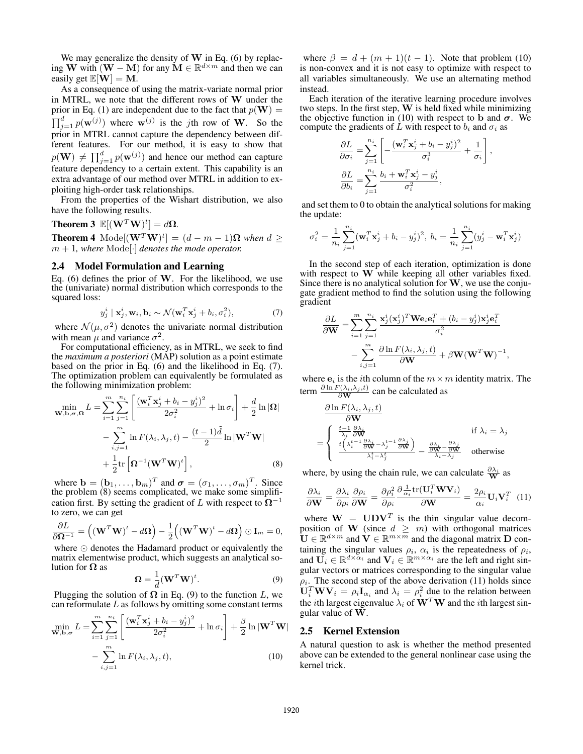We may generalize the density of $\mathbf{W}$ in Eq. (6) by replacing $\mathbf{W}$ with $(\mathbf{W} - \mathbf{M})$ for any $\mathbf{M} \in \mathbb{R}^{d \times m}$ and then we can easily get $\mathbb{E}[\mathbf{W}] = \mathbf{M}$.

As a consequence of using the matrix-variate normal prior in MTRL, we note that the different rows of $\mathbf{W}$ under the prior in Eq. (1) are independent due to the fact that $p(\mathbf{W}) = \prod_{j=1}^{d} p(\mathbf{w}^{(j)})$ where $\mathbf{w}^{(j)}$ is the $j$th row of $\mathbf{W}$. So the prior in MTRL cannot capture the dependency between different features. For our method, it is easy to show that $p(\mathbf{W}) \neq \prod_{j=1}^{d} p(\mathbf{w}^{(j)})$ and hence our method can capture feature dependency to a certain extent. This capability is an extra advantage of our method over MTRL in addition to exploiting high-order task relationships.

From the properties of the Wishart distribution, we also have the following results.

**Theorem 3** $\mathbb{E}[(\mathbf{W}^T\mathbf{W})^t] = d\mathbf{\Omega}$.

**Theorem 4** $\mathrm{Mode}[(\mathbf{W}^T\mathbf{W})^t] = (d - m - 1)\mathbf{\Omega}$ *when* $d \geq m + 1$*, where* $\mathrm{Mode}[\cdot]$ *denotes the mode operator.*

## 2.4 Model Formulation and Learning

Eq. (6) defines the prior of $\mathbf{W}$. For the likelihood, we use the (univariate) normal distribution which corresponds to the squared loss:

$$y_j^i \mid \mathbf{x}_j^i, \mathbf{w}_i, \mathbf{b}_i \sim \mathcal{N}(\mathbf{w}_i^T \mathbf{x}_j^i + b_i, \sigma_i^2), \tag{7}$$

where $\mathcal{N}(\mu, \sigma^2)$ denotes the univariate normal distribution with mean $\mu$ and variance $\sigma^2$.

For computational efficiency, as in MTRL, we seek to find the *maximum a posteriori* (MAP) solution as a point estimate based on the prior in Eq. (6) and the likelihood in Eq. (7). The optimization problem can equivalently be formulated as the following minimization problem:

$$\begin{aligned}
\min_{\mathbf{W},\mathbf{b},\boldsymbol{\sigma},\mathbf{\Omega}} L =& \sum_{i=1}^{m} \sum_{j=1}^{n_i} \left[ \frac{(\mathbf{w}_i^T \mathbf{x}_j^i + b_i - y_j^i)^2}{2\sigma_i^2} + \ln \sigma_i \right] + \frac{d}{2} \ln |\mathbf{\Omega}| \\
&- \sum_{i,j=1}^{m} \ln F(\lambda_i, \lambda_j, t) - \frac{(t-1)\tilde{d}}{2} \ln |\mathbf{W}^T\mathbf{W}| \\
&+ \frac{1}{2} \mathrm{tr}\left[\mathbf{\Omega}^{-1}(\mathbf{W}^T\mathbf{W})^t\right],
\end{aligned} \tag{8}$$

where $\mathbf{b} = (\mathbf{b}_1, \ldots, \mathbf{b}_m)^T$ and $\boldsymbol{\sigma} = (\sigma_1, \ldots, \sigma_m)^T$. Since the problem (8) seems complicated, we make some simplification first. By setting the gradient of $L$ with respect to $\mathbf{\Omega}^{-1}$ to zero, we can get

$$\frac{\partial L}{\partial \mathbf{\Omega}^{-1}} = \Big( (\mathbf{W}^T\mathbf{W})^t - d\mathbf{\Omega} \Big) - \frac{1}{2}\Big( (\mathbf{W}^T\mathbf{W})^t - d\mathbf{\Omega} \Big) \odot \mathbf{I}_m = 0,$$

where $\odot$ denotes the Hadamard product or equivalently the matrix elementwise product, which suggests an analytical solution for $\mathbf{\Omega}$ as

$$\mathbf{\Omega} = \frac{1}{d} (\mathbf{W}^T\mathbf{W})^t. \tag{9}$$

Plugging the solution of $\mathbf{\Omega}$ in Eq. (9) to the function $L$, we can reformulate $L$ as follows by omitting some constant terms

$$\begin{aligned}
\min_{\mathbf{W},\mathbf{b},\boldsymbol{\sigma}} L =& \sum_{i=1}^{m} \sum_{j=1}^{n_i} \left[ \frac{(\mathbf{w}_i^T \mathbf{x}_j^i + b_i - y_j^i)^2}{2\sigma_i^2} + \ln \sigma_i \right] + \frac{\beta}{2} \ln |\mathbf{W}^T\mathbf{W}| \\
&- \sum_{i,j=1}^{m} \ln F(\lambda_i, \lambda_j, t),
\end{aligned} \tag{10}$$

where $\beta = d + (m+1)(t-1)$. Note that problem (10) is non-convex and it is not easy to optimize with respect to all variables simultaneously. We use an alternating method instead.

Each iteration of the iterative learning procedure involves two steps. In the first step, $\mathbf{W}$ is held fixed while minimizing the objective function in (10) with respect to $\mathbf{b}$ and $\boldsymbol{\sigma}$. We compute the gradients of $L$ with respect to $b_i$ and $\sigma_i$ as

$$\begin{aligned}
\frac{\partial L}{\partial \sigma_i} &= \sum_{j=1}^{n_i} \left[ -\frac{(\mathbf{w}_i^T \mathbf{x}_j^i + b_i - y_j^i)^2}{\sigma_i^3} + \frac{1}{\sigma_i} \right], \\
\frac{\partial L}{\partial b_i} &= \sum_{j=1}^{n_i} \frac{b_i + \mathbf{w}_i^T \mathbf{x}_j^i - y_j^i}{\sigma_i^2},
\end{aligned}$$

and set them to 0 to obtain the analytical solutions for making the update:

$$\sigma_i^2 = \frac{1}{n_i} \sum_{j=1}^{n_i} (\mathbf{w}_i^T \mathbf{x}_j^i + b_i - y_j^i)^2, \; b_i = \frac{1}{n_i} \sum_{j=1}^{n_i} (y_j^i - \mathbf{w}_i^T \mathbf{x}_j^i)$$

In the second step of each iteration, optimization is done with respect to $\mathbf{W}$ while keeping all other variables fixed. Since there is no analytical solution for $\mathbf{W}$, we use the conjugate gradient method to find the solution using the following gradient

$$\begin{aligned}
\frac{\partial L}{\partial \mathbf{W}} =& \sum_{i=1}^{m} \sum_{j=1}^{n_i} \frac{\mathbf{x}_j^i (\mathbf{x}_j^i)^T \mathbf{W} \mathbf{e}_i \mathbf{e}_i^T + (b_i - y_j^i) \mathbf{x}_j^i \mathbf{e}_i^T}{\sigma_i^2} \\
&- \sum_{i,j=1}^{m} \frac{\partial \ln F(\lambda_i, \lambda_j, t)}{\partial \mathbf{W}} + \beta \mathbf{W} (\mathbf{W}^T\mathbf{W})^{-1},
\end{aligned}$$

where $\mathbf{e}_i$ is the $i$th column of the $m \times m$ identity matrix. The term $\frac{\partial \ln F(\lambda_i, \lambda_j, t)}{\partial \mathbf{W}}$ can be calculated as

$$\frac{\partial \ln F(\lambda_i, \lambda_j, t)}{\partial \mathbf{W}} = \begin{cases} \frac{t-1}{\lambda_i} \frac{\partial \lambda_i}{\partial \mathbf{W}} & \text{if } \lambda_i = \lambda_j \\ \frac{t\left( \lambda_i^{t-1} \frac{\partial \lambda_i}{\partial \mathbf{W}} - \lambda_j^{t-1} \frac{\partial \lambda_j}{\partial \mathbf{W}} \right)}{\lambda_i^t - \lambda_j^t} - \frac{\frac{\partial \lambda_i}{\partial \mathbf{W}} - \frac{\partial \lambda_j}{\partial \mathbf{W}}}{\lambda_i - \lambda_j} & \text{otherwise} \end{cases}$$

where, by using the chain rule, we can calculate $\frac{\partial \lambda_i}{\mathbf{W}}$ as

$$\frac{\partial \lambda_i}{\partial \mathbf{W}} = \frac{\partial \lambda_i}{\partial \rho_i} \frac{\partial \rho_i}{\partial \mathbf{W}} = \frac{\partial \rho_i^2}{\partial \rho_i} \frac{\partial \frac{1}{\alpha_i} \mathrm{tr}(\mathbf{U}_i^T \mathbf{W} \mathbf{V}_i)}{\partial \mathbf{W}} = \frac{2\rho_i}{\alpha_i} \mathbf{U}_i \mathbf{V}_i^T \tag{11}$$

where $\mathbf{W} = \mathbf{U}\mathbf{D}\mathbf{V}^T$ is the thin singular value decomposition of $\mathbf{W}$ (since $d \geq m$) with orthogonal matrices $\mathbf{U} \in \mathbb{R}^{d \times m}$ and $\mathbf{V} \in \mathbb{R}^{m \times m}$ and the diagonal matrix $\mathbf{D}$ containing the singular values $\rho_i$, $\alpha_i$ is the repeatedness of $\rho_i$, and $\mathbf{U}_i \in \mathbb{R}^{d \times \alpha_i}$ and $\mathbf{V}_i \in \mathbb{R}^{m \times \alpha_i}$ are the left and right singular vectors or matrices corresponding to the singular value $\rho_i$. The second step of the above derivation (11) holds since $\mathbf{U}_i^T \mathbf{W} \mathbf{V}_i = \rho_i \mathbf{I}_{\alpha_i}$ and $\lambda_i = \rho_i^2$ due to the relation between the $i$th largest eigenvalue $\lambda_i$ of $\mathbf{W}^T\mathbf{W}$ and the $i$th largest singular value of $\mathbf{W}$.

## 2.5 Kernel Extension

A natural question to ask is whether the method presented above can be extended to the general nonlinear case using the kernel trick.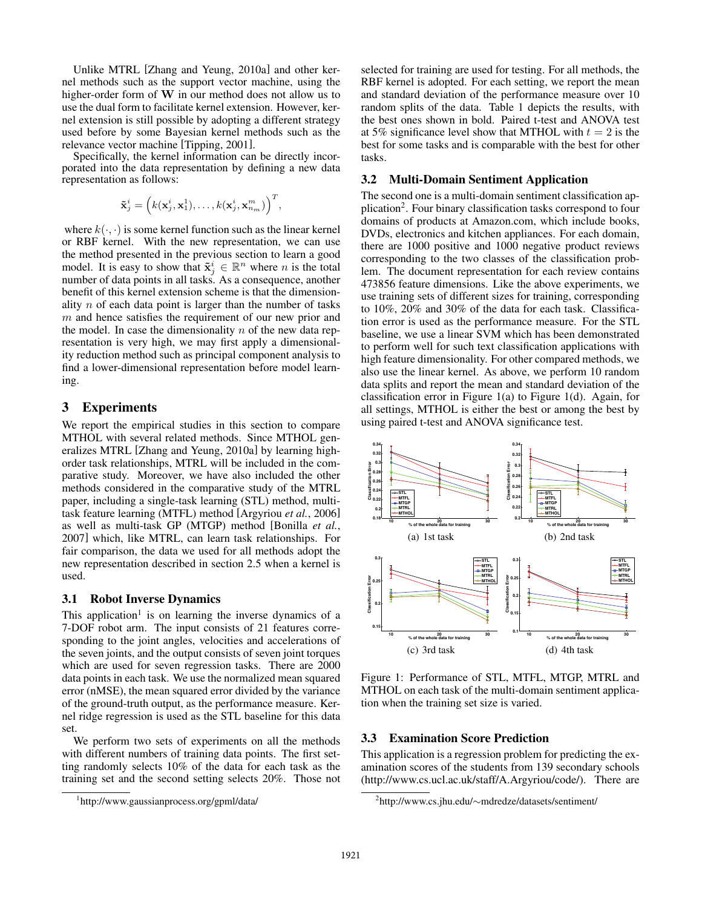Unlike MTRL [Zhang and Yeung, 2010a] and other kernel methods such as the support vector machine, using the higher-order form of $\mathbf{W}$ in our method does not allow us to use the dual form to facilitate kernel extension. However, kernel extension is still possible by adopting a different strategy used before by some Bayesian kernel methods such as the relevance vector machine [Tipping, 2001].

Specifically, the kernel information can be directly incorporated into the data representation by defining a new data representation as follows:

$$\tilde{\mathbf{x}}_j^i = \left( k(\mathbf{x}_j^i, \mathbf{x}_1^1), \ldots, k(\mathbf{x}_j^i, \mathbf{x}_{n_m}^m) \right)^T,$$

where $k(\cdot, \cdot)$ is some kernel function such as the linear kernel or RBF kernel. With the new representation, we can use the method presented in the previous section to learn a good model. It is easy to show that $\tilde{\mathbf{x}}_j^i \in \mathbb{R}^n$ where $n$ is the total number of data points in all tasks. As a consequence, another benefit of this kernel extension scheme is that the dimensionality $n$ of each data point is larger than the number of tasks $m$ and hence satisfies the requirement of our new prior and the model. In case the dimensionality $n$ of the new data representation is very high, we may first apply a dimensionality reduction method such as principal component analysis to find a lower-dimensional representation before model learning.

## 3 Experiments

We report the empirical studies in this section to compare MTHOL with several related methods. Since MTHOL generalizes MTRL [Zhang and Yeung, 2010a] by learning high-order task relationships, MTRL will be included in the comparative study. Moreover, we have also included the other methods considered in the comparative study of the MTRL paper, including a single-task learning (STL) method, multi-task feature learning (MTFL) method [Argyriou *et al.*, 2006] as well as multi-task GP (MTGP) method [Bonilla *et al.*, 2007] which, like MTRL, can learn task relationships. For fair comparison, the data we used for all methods adopt the new representation described in section 2.5 when a kernel is used.

### 3.1 Robot Inverse Dynamics

This application[1] is on learning the inverse dynamics of a 7-DOF robot arm. The input consists of 21 features corresponding to the joint angles, velocities and accelerations of the seven joints, and the output consists of seven joint torques which are used for seven regression tasks. There are 2000 data points in each task. We use the normalized mean squared error (nMSE), the mean squared error divided by the variance of the ground-truth output, as the performance measure. Kernel ridge regression is used as the STL baseline for this data set.

We perform two sets of experiments on all the methods with different numbers of training data points. The first setting randomly selects 10% of the data for each task as the training set and the second setting selects 20%. Those not selected for training are used for testing. For all methods, the RBF kernel is adopted. For each setting, we report the mean and standard deviation of the performance measure over 10 random splits of the data. Table 1 depicts the results, with the best ones shown in bold. Paired t-test and ANOVA test at 5% significance level show that MTHOL with $t = 2$ is the best for some tasks and is comparable with the best for other tasks.

### 3.2 Multi-Domain Sentiment Application

The second one is a multi-domain sentiment classification application[2]. Four binary classification tasks correspond to four domains of products at Amazon.com, which include books, DVDs, electronics and kitchen appliances. For each domain, there are 1000 positive and 1000 negative product reviews corresponding to the two classes of the classification problem. The document representation for each review contains 473856 feature dimensions. Like the above experiments, we use training sets of different sizes for training, corresponding to 10%, 20% and 30% of the data for each task. Classification error is used as the performance measure. For the STL baseline, we use a linear SVM which has been demonstrated to perform well for such text classification applications with high feature dimensionality. For other compared methods, we also use the linear kernel. As above, we perform 10 random data splits and report the mean and standard deviation of the classification error in Figure 1(a) to Figure 1(d). Again, for all settings, MTHOL is either the best or among the best by using paired t-test and ANOVA significance test.

(a) 1st task

(b) 2nd task

(c) 3rd task

(d) 4th task

Figure 1: Performance of STL, MTFL, MTGP, MTRL and MTHOL on each task of the multi-domain sentiment application when the training set size is varied.

### 3.3 Examination Score Prediction

This application is a regression problem for predicting the examination scores of the students from 139 secondary schools (http://www.cs.ucl.ac.uk/staff/A.Argyriou/code/). There are

[1] http://www.gaussianprocess.org/gpml/data/

[2] http://www.cs.jhu.edu/∼mdredze/datasets/sentiment/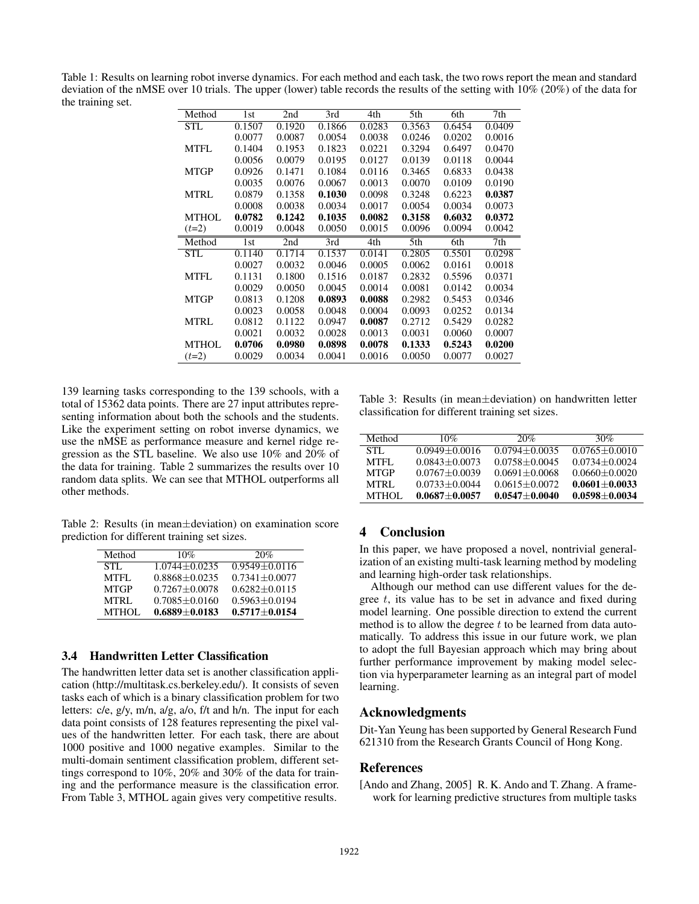Table 1: Results on learning robot inverse dynamics. For each method and each task, the two rows report the mean and standard deviation of the nMSE over 10 trials. The upper (lower) table records the results of the setting with 10% (20%) of the data for the training set.

| Method | 1st | 2nd | 3rd | 4th | 5th | 6th | 7th |
|---|---|---|---|---|---|---|---|
| STL | 0.1507 | 0.1920 | 0.1866 | 0.0283 | 0.3563 | 0.6454 | 0.0409 |
| | 0.0077 | 0.0087 | 0.0054 | 0.0038 | 0.0246 | 0.0202 | 0.0016 |
| MTFL | 0.1404 | 0.1953 | 0.1823 | 0.0221 | 0.3294 | 0.6497 | 0.0470 |
| | 0.0056 | 0.0079 | 0.0195 | 0.0127 | 0.0139 | 0.0118 | 0.0044 |
| MTGP | 0.0926 | 0.1471 | 0.1084 | 0.0116 | 0.3465 | 0.6833 | 0.0438 |
| | 0.0035 | 0.0076 | 0.0067 | 0.0013 | 0.0070 | 0.0109 | 0.0190 |
| MTRL | 0.0879 | 0.1358 | **0.1030** | 0.0098 | 0.3248 | 0.6223 | **0.0387** |
| | 0.0008 | 0.0038 | 0.0034 | 0.0017 | 0.0054 | 0.0034 | 0.0073 |
| MTHOL | **0.0782** | **0.1242** | **0.1035** | **0.0082** | **0.3158** | **0.6032** | **0.0372** |
| ($t$=2) | 0.0019 | 0.0048 | 0.0050 | 0.0015 | 0.0096 | 0.0094 | 0.0042 |

| Method | 1st | 2nd | 3rd | 4th | 5th | 6th | 7th |
|---|---|---|---|---|---|---|---|
| STL | 0.1140 | 0.1714 | 0.1537 | 0.0141 | 0.2805 | 0.5501 | 0.0298 |
| | 0.0027 | 0.0032 | 0.0046 | 0.0005 | 0.0062 | 0.0161 | 0.0018 |
| MTFL | 0.1131 | 0.1800 | 0.1516 | 0.0187 | 0.2832 | 0.5596 | 0.0371 |
| | 0.0029 | 0.0050 | 0.0045 | 0.0014 | 0.0081 | 0.0142 | 0.0034 |
| MTGP | 0.0813 | 0.1208 | **0.0893** | **0.0088** | 0.2982 | 0.5453 | 0.0346 |
| | 0.0023 | 0.0058 | 0.0048 | 0.0004 | 0.0093 | 0.0252 | 0.0134 |
| MTRL | 0.0812 | 0.1122 | 0.0947 | **0.0087** | 0.2712 | 0.5429 | 0.0282 |
| | 0.0021 | 0.0032 | 0.0028 | 0.0013 | 0.0031 | 0.0060 | 0.0007 |
| MTHOL | **0.0706** | **0.0980** | **0.0898** | **0.0078** | **0.1333** | **0.5243** | **0.0200** |
| ($t$=2) | 0.0029 | 0.0034 | 0.0041 | 0.0016 | 0.0050 | 0.0077 | 0.0027 |

139 learning tasks corresponding to the 139 schools, with a total of 15362 data points. There are 27 input attributes representing information about both the schools and the students. Like the experiment setting on robot inverse dynamics, we use the nMSE as performance measure and kernel ridge regression as the STL baseline. We also use 10% and 20% of the data for training. Table 2 summarizes the results over 10 random data splits. We can see that MTHOL outperforms all other methods.

Table 2: Results (in mean±deviation) on examination score prediction for different training set sizes.

| Method | 10% | 20% |
|---|---|---|
| STL | 1.0744±0.0235 | 0.9549±0.0116 |
| MTFL | 0.8868±0.0235 | 0.7341±0.0077 |
| MTGP | 0.7267±0.0078 | 0.6282±0.0115 |
| MTRL | 0.7085±0.0160 | 0.5963±0.0194 |
| MTHOL | **0.6889±0.0183** | **0.5717±0.0154** |

### 3.4 Handwritten Letter Classification

The handwritten letter data set is another classification application (http://multitask.cs.berkeley.edu/). It consists of seven tasks each of which is a binary classification problem for two letters: c/e, g/y, m/n, a/g, a/o, f/t and h/n. The input for each data point consists of 128 features representing the pixel values of the handwritten letter. For each task, there are about 1000 positive and 1000 negative examples. Similar to the multi-domain sentiment classification problem, different settings correspond to 10%, 20% and 30% of the data for training and the performance measure is the classification error. From Table 3, MTHOL again gives very competitive results.

Table 3: Results (in mean±deviation) on handwritten letter classification for different training set sizes.

| Method | 10% | 20% | 30% |
|---|---|---|---|
| STL | 0.0949±0.0016 | 0.0794±0.0035 | 0.0765±0.0010 |
| MTFL | 0.0843±0.0073 | 0.0758±0.0045 | 0.0734±0.0024 |
| MTGP | 0.0767±0.0039 | 0.0691±0.0068 | 0.0660±0.0020 |
| MTRL | 0.0733±0.0044 | 0.0615±0.0072 | **0.0601±0.0033** |
| MTHOL | **0.0687±0.0057** | **0.0547±0.0040** | **0.0598±0.0034** |

## 4 Conclusion

In this paper, we have proposed a novel, nontrivial generalization of an existing multi-task learning method by modeling and learning high-order task relationships.

Although our method can use different values for the degree $t$, its value has to be set in advance and fixed during model learning. One possible direction to extend the current method is to allow the degree $t$ to be learned from data automatically. To address this issue in our future work, we plan to adopt the full Bayesian approach which may bring about further performance improvement by making model selection via hyperparameter learning as an integral part of model learning.

## Acknowledgments

Dit-Yan Yeung has been supported by General Research Fund 621310 from the Research Grants Council of Hong Kong.

## References

[Ando and Zhang, 2005] R. K. Ando and T. Zhang. A framework for learning predictive structures from multiple tasks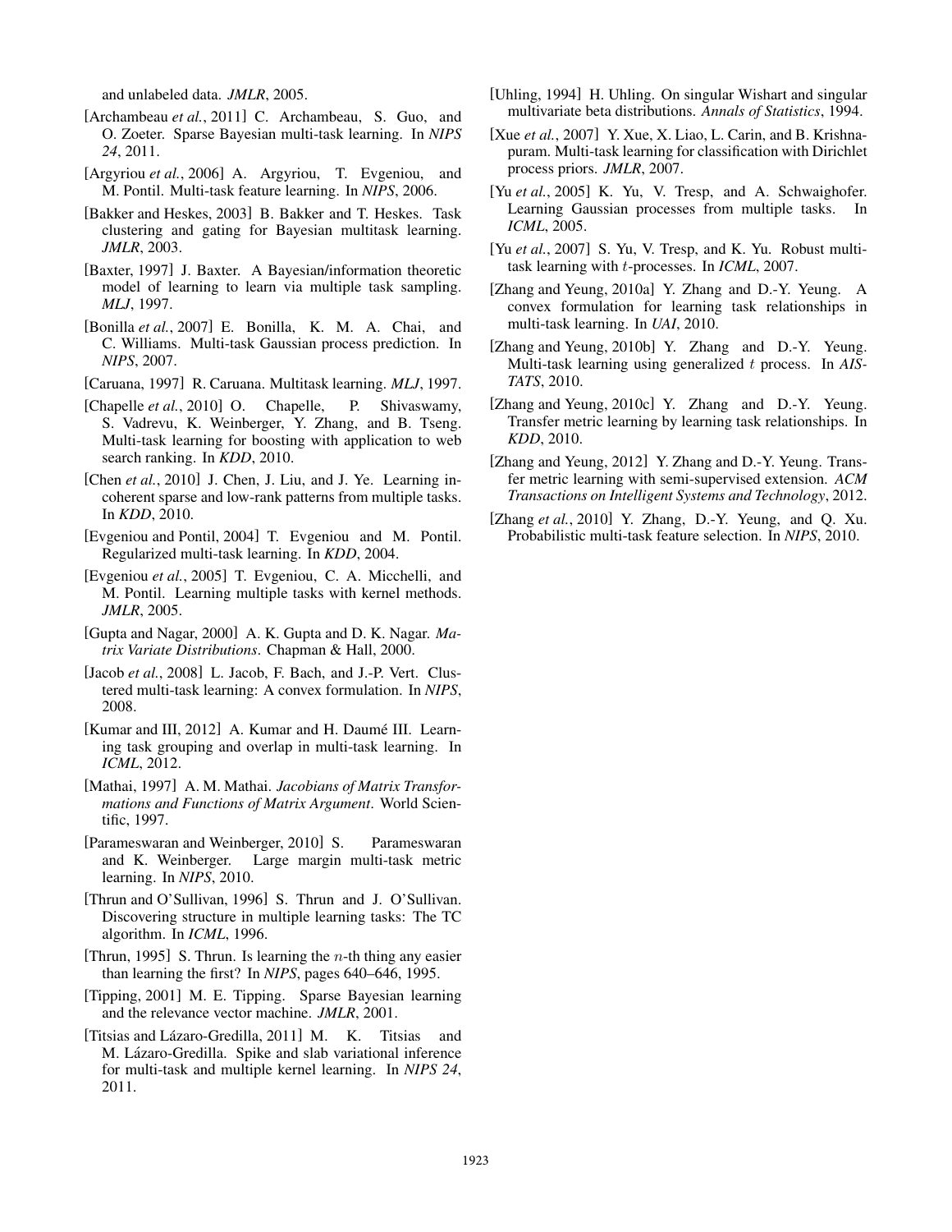and unlabeled data. *JMLR*, 2005.

[Archambeau *et al.*, 2011] C. Archambeau, S. Guo, and O. Zoeter. Sparse Bayesian multi-task learning. In *NIPS 24*, 2011.

[Argyriou *et al.*, 2006] A. Argyriou, T. Evgeniou, and M. Pontil. Multi-task feature learning. In *NIPS*, 2006.

[Bakker and Heskes, 2003] B. Bakker and T. Heskes. Task clustering and gating for Bayesian multitask learning. *JMLR*, 2003.

[Baxter, 1997] J. Baxter. A Bayesian/information theoretic model of learning to learn via multiple task sampling. *MLJ*, 1997.

[Bonilla *et al.*, 2007] E. Bonilla, K. M. A. Chai, and C. Williams. Multi-task Gaussian process prediction. In *NIPS*, 2007.

[Caruana, 1997] R. Caruana. Multitask learning. *MLJ*, 1997.

[Chapelle *et al.*, 2010] O. Chapelle, P. Shivaswamy, S. Vadrevu, K. Weinberger, Y. Zhang, and B. Tseng. Multi-task learning for boosting with application to web search ranking. In *KDD*, 2010.

[Chen *et al.*, 2010] J. Chen, J. Liu, and J. Ye. Learning incoherent sparse and low-rank patterns from multiple tasks. In *KDD*, 2010.

[Evgeniou and Pontil, 2004] T. Evgeniou and M. Pontil. Regularized multi-task learning. In *KDD*, 2004.

[Evgeniou *et al.*, 2005] T. Evgeniou, C. A. Micchelli, and M. Pontil. Learning multiple tasks with kernel methods. *JMLR*, 2005.

[Gupta and Nagar, 2000] A. K. Gupta and D. K. Nagar. *Matrix Variate Distributions*. Chapman & Hall, 2000.

[Jacob *et al.*, 2008] L. Jacob, F. Bach, and J.-P. Vert. Clustered multi-task learning: A convex formulation. In *NIPS*, 2008.

[Kumar and III, 2012] A. Kumar and H. Daumé III. Learning task grouping and overlap in multi-task learning. In *ICML*, 2012.

[Mathai, 1997] A. M. Mathai. *Jacobians of Matrix Transformations and Functions of Matrix Argument*. World Scientific, 1997.

[Parameswaran and Weinberger, 2010] S. Parameswaran and K. Weinberger. Large margin multi-task metric learning. In *NIPS*, 2010.

[Thrun and O'Sullivan, 1996] S. Thrun and J. O'Sullivan. Discovering structure in multiple learning tasks: The TC algorithm. In *ICML*, 1996.

[Thrun, 1995] S. Thrun. Is learning the $n$-th thing any easier than learning the first? In *NIPS*, pages 640–646, 1995.

[Tipping, 2001] M. E. Tipping. Sparse Bayesian learning and the relevance vector machine. *JMLR*, 2001.

[Titsias and Lázaro-Gredilla, 2011] M. K. Titsias and M. Lázaro-Gredilla. Spike and slab variational inference for multi-task and multiple kernel learning. In *NIPS 24*, 2011.

[Uhling, 1994] H. Uhling. On singular Wishart and singular multivariate beta distributions. *Annals of Statistics*, 1994.

[Xue *et al.*, 2007] Y. Xue, X. Liao, L. Carin, and B. Krishnapuram. Multi-task learning for classification with Dirichlet process priors. *JMLR*, 2007.

[Yu *et al.*, 2005] K. Yu, V. Tresp, and A. Schwaighofer. Learning Gaussian processes from multiple tasks. In *ICML*, 2005.

[Yu *et al.*, 2007] S. Yu, V. Tresp, and K. Yu. Robust multi-task learning with $t$-processes. In *ICML*, 2007.

[Zhang and Yeung, 2010a] Y. Zhang and D.-Y. Yeung. A convex formulation for learning task relationships in multi-task learning. In *UAI*, 2010.

[Zhang and Yeung, 2010b] Y. Zhang and D.-Y. Yeung. Multi-task learning using generalized $t$ process. In *AISTATS*, 2010.

[Zhang and Yeung, 2010c] Y. Zhang and D.-Y. Yeung. Transfer metric learning by learning task relationships. In *KDD*, 2010.

[Zhang and Yeung, 2012] Y. Zhang and D.-Y. Yeung. Transfer metric learning with semi-supervised extension. *ACM Transactions on Intelligent Systems and Technology*, 2012.

[Zhang *et al.*, 2010] Y. Zhang, D.-Y. Yeung, and Q. Xu. Probabilistic multi-task feature selection. In *NIPS*, 2010.